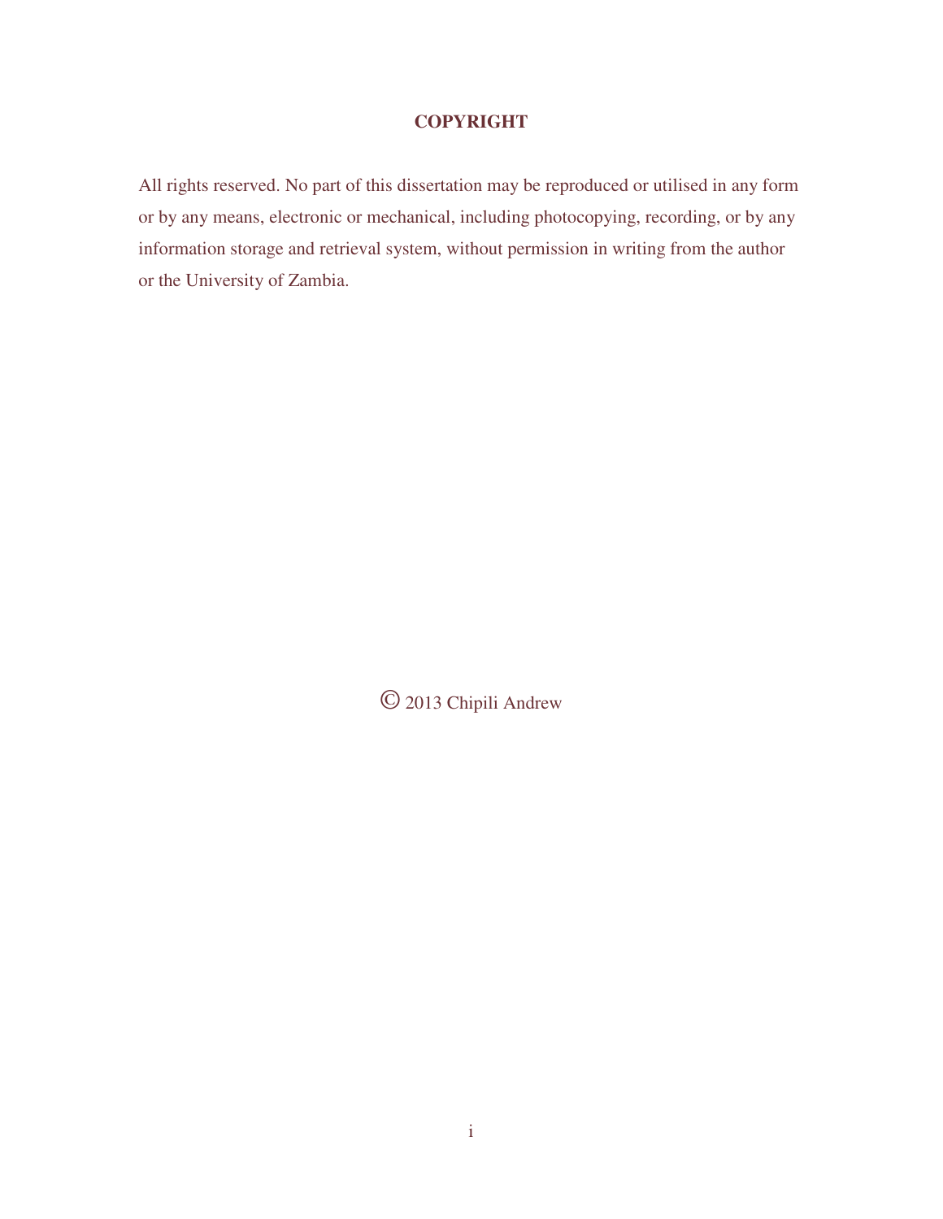# COPYRIGHT

All rights reserved. No part of this dissertation may be reproduced or utilised in any form or by any means, electronic or mechanical, including photocopying, recording, or by any information storage and retrieval system, without permission in writing from the author or the University of Zambia.

© 2013 Chipili Andrew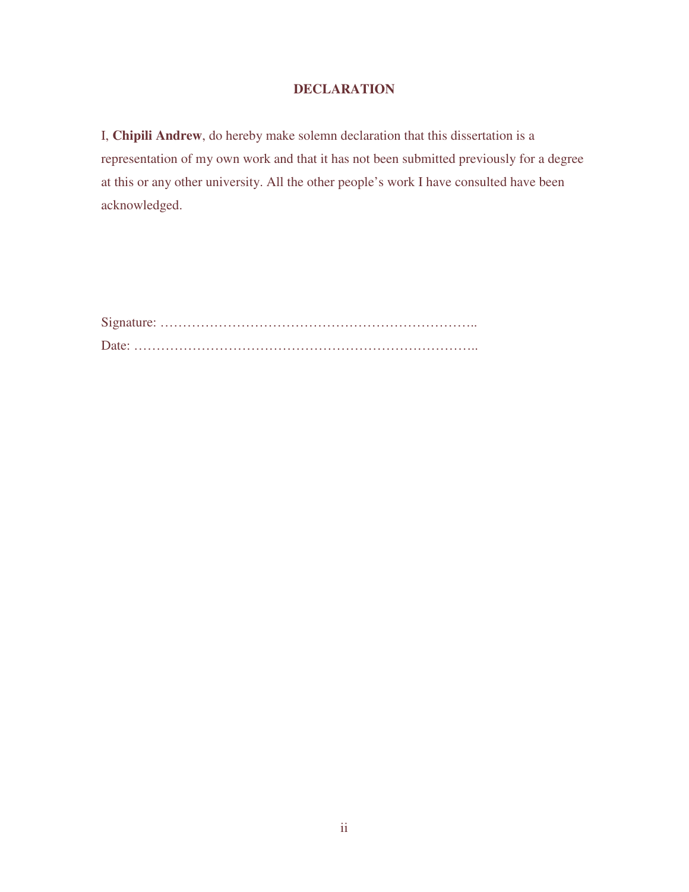# DECLARATION

I, **Chipili Andrew**, do hereby make solemn declaration that this dissertation is a representation of my own work and that it has not been submitted previously for a degree at this or any other university. All the other people's work I have consulted have been acknowledged.

Signature: ………………………………………………………………..

Date: ………………………………………………………………………..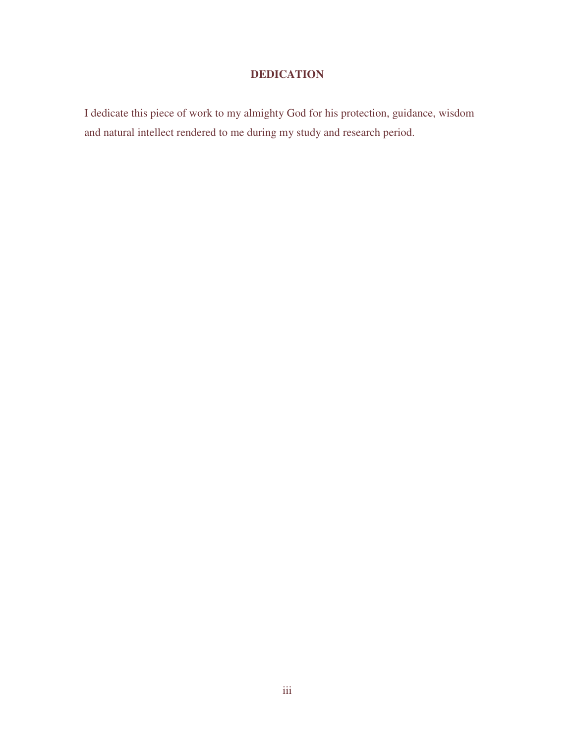# DEDICATION

I dedicate this piece of work to my almighty God for his protection, guidance, wisdom and natural intellect rendered to me during my study and research period.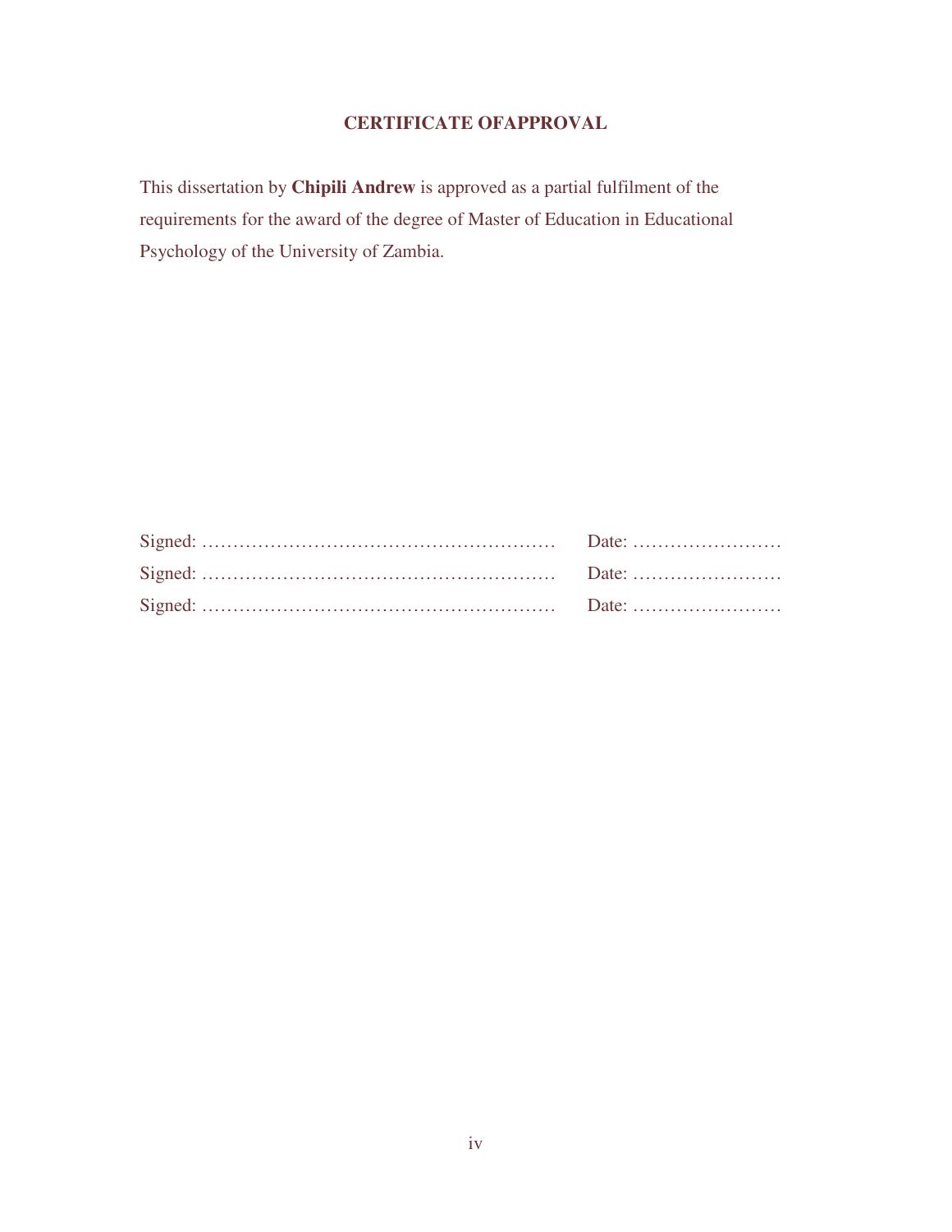# CERTIFICATE OFAPPROVAL

This dissertation by **Chipili Andrew** is approved as a partial fulfilment of the requirements for the award of the degree of Master of Education in Educational Psychology of the University of Zambia.

Signed: ………………………………………………… Date: ……………………

Signed: ………………………………………………… Date: ……………………

Signed: ………………………………………………… Date: ……………………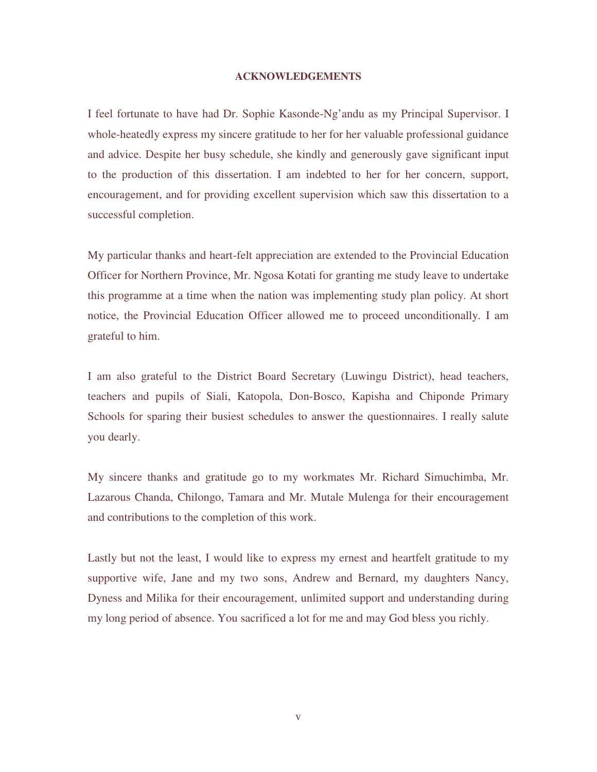# ACKNOWLEDGEMENTS

I feel fortunate to have had Dr. Sophie Kasonde-Ng'andu as my Principal Supervisor. I whole-heatedly express my sincere gratitude to her for her valuable professional guidance and advice. Despite her busy schedule, she kindly and generously gave significant input to the production of this dissertation. I am indebted to her for her concern, support, encouragement, and for providing excellent supervision which saw this dissertation to a successful completion.

My particular thanks and heart-felt appreciation are extended to the Provincial Education Officer for Northern Province, Mr. Ngosa Kotati for granting me study leave to undertake this programme at a time when the nation was implementing study plan policy. At short notice, the Provincial Education Officer allowed me to proceed unconditionally. I am grateful to him.

I am also grateful to the District Board Secretary (Luwingu District), head teachers, teachers and pupils of Siali, Katopola, Don-Bosco, Kapisha and Chiponde Primary Schools for sparing their busiest schedules to answer the questionnaires. I really salute you dearly.

My sincere thanks and gratitude go to my workmates Mr. Richard Simuchimba, Mr. Lazarous Chanda, Chilongo, Tamara and Mr. Mutale Mulenga for their encouragement and contributions to the completion of this work.

Lastly but not the least, I would like to express my ernest and heartfelt gratitude to my supportive wife, Jane and my two sons, Andrew and Bernard, my daughters Nancy, Dyness and Milika for their encouragement, unlimited support and understanding during my long period of absence. You sacrificed a lot for me and may God bless you richly.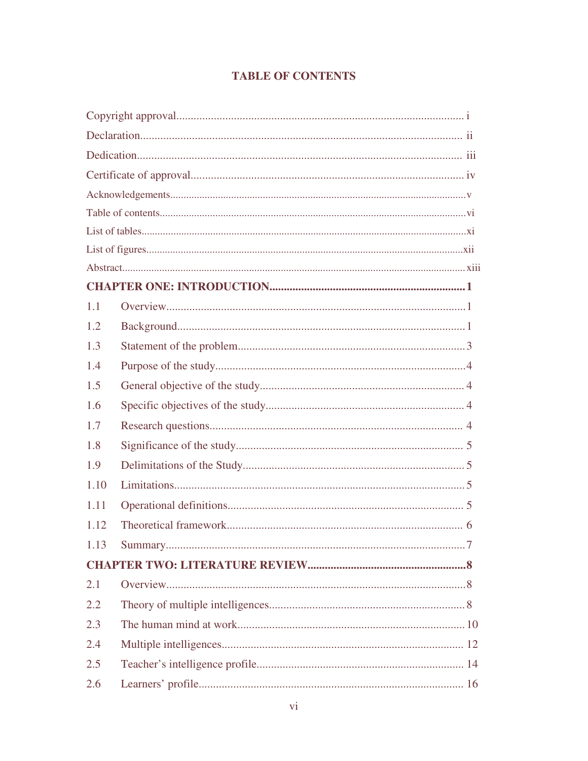# TABLE OF CONTENTS

Copyright approval................................................................................................ i
Declaration............................................................................................................ ii
Dedication............................................................................................................. iii
Certificate of approval.......................................................................................... iv
Acknowledgements.................................................................................................v
Table of contents....................................................................................................vi
List of tables...........................................................................................................xi
List of figures.........................................................................................................xii
Abstract.................................................................................................................xiii

**CHAPTER ONE: INTRODUCTION.....................................................................1**

1.1 Overview........................................................................................................1
1.2 Background....................................................................................................1
1.3 Statement of the problem...............................................................................3
1.4 Purpose of the study.......................................................................................4
1.5 General objective of the study....................................................................... 4
1.6 Specific objectives of the study..................................................................... 4
1.7 Research questions........................................................................................ 4
1.8 Significance of the study............................................................................... 5
1.9 Delimitations of the Study.............................................................................5
1.10 Limitations.....................................................................................................5
1.11 Operational definitions.................................................................................. 5
1.12 Theoretical framework.................................................................................. 6
1.13 Summary........................................................................................................7

**CHAPTER TWO: LITERATURE REVIEW........................................................8**

2.1 Overview........................................................................................................8
2.2 Theory of multiple intelligences....................................................................8
2.3 The human mind at work............................................................................... 10
2.4 Multiple intelligences.................................................................................... 12
2.5 Teacher's intelligence profile........................................................................ 14
2.6 Learners' profile............................................................................................ 16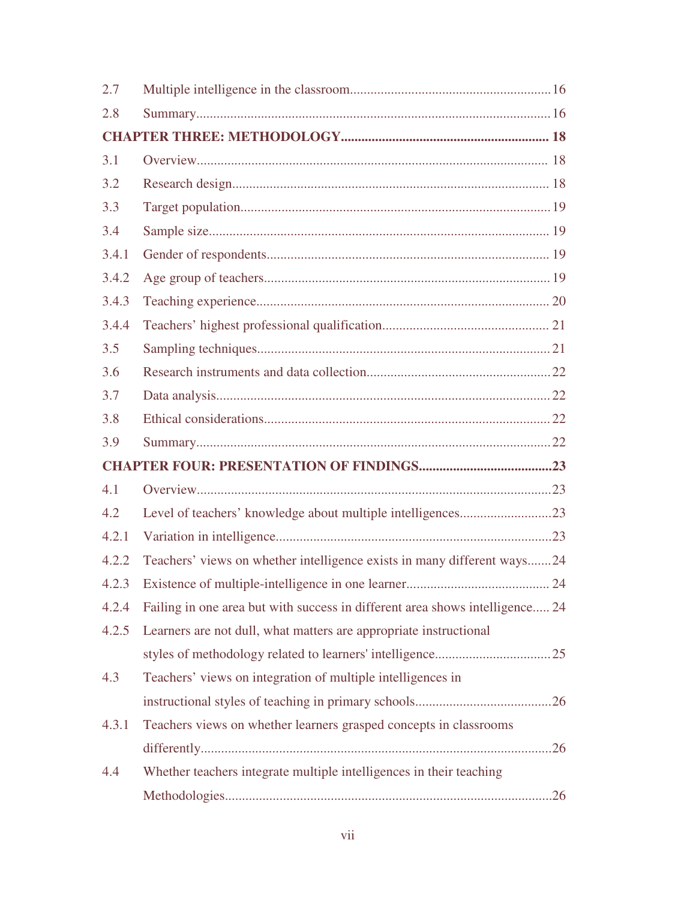| | | |
|---|---|---|
| 2.7 | Multiple intelligence in the classroom | 16 |
| 2.8 | Summary | 16 |
| **CHAPTER THREE: METHODOLOGY** | | **18** |
| 3.1 | Overview | 18 |
| 3.2 | Research design | 18 |
| 3.3 | Target population | 19 |
| 3.4 | Sample size | 19 |
| 3.4.1 | Gender of respondents | 19 |
| 3.4.2 | Age group of teachers | 19 |
| 3.4.3 | Teaching experience | 20 |
| 3.4.4 | Teachers' highest professional qualification | 21 |
| 3.5 | Sampling techniques | 21 |
| 3.6 | Research instruments and data collection | 22 |
| 3.7 | Data analysis | 22 |
| 3.8 | Ethical considerations | 22 |
| 3.9 | Summary | 22 |
| **CHAPTER FOUR: PRESENTATION OF FINDINGS** | | **23** |
| 4.1 | Overview | 23 |
| 4.2 | Level of teachers' knowledge about multiple intelligences | 23 |
| 4.2.1 | Variation in intelligence | 23 |
| 4.2.2 | Teachers' views on whether intelligence exists in many different ways | 24 |
| 4.2.3 | Existence of multiple-intelligence in one learner | 24 |
| 4.2.4 | Failing in one area but with success in different area shows intelligence | 24 |
| 4.2.5 | Learners are not dull, what matters are appropriate instructional styles of methodology related to learners' intelligence | 25 |
| 4.3 | Teachers' views on integration of multiple intelligences in instructional styles of teaching in primary schools | 26 |
| 4.3.1 | Teachers views on whether learners grasped concepts in classrooms differently | 26 |
| 4.4 | Whether teachers integrate multiple intelligences in their teaching Methodologies | 26 |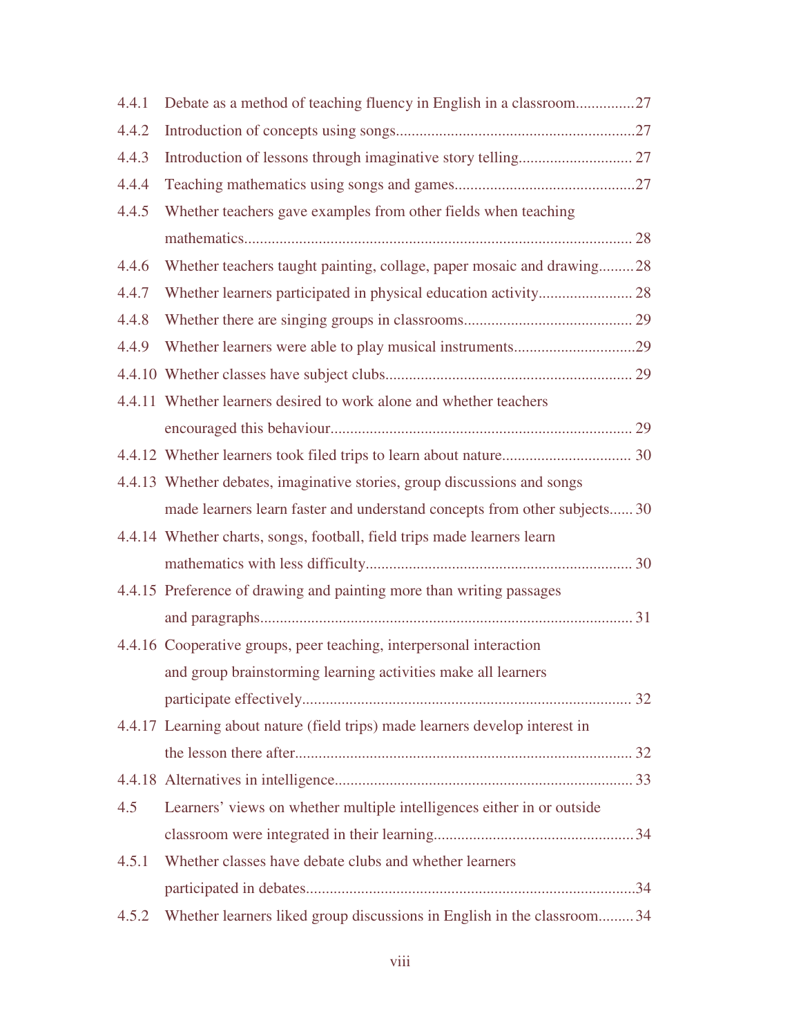4.4.1 Debate as a method of teaching fluency in English in a classroom...............27

4.4.2 Introduction of concepts using songs............................................................27

4.4.3 Introduction of lessons through imaginative story telling............................. 27

4.4.4 Teaching mathematics using songs and games.............................................27

4.4.5 Whether teachers gave examples from other fields when teaching mathematics.................................................................................................. 28

4.4.6 Whether teachers taught painting, collage, paper mosaic and drawing.........28

4.4.7 Whether learners participated in physical education activity........................ 28

4.4.8 Whether there are singing groups in classrooms.......................................... 29

4.4.9 Whether learners were able to play musical instruments..............................29

4.4.10 Whether classes have subject clubs.............................................................. 29

4.4.11 Whether learners desired to work alone and whether teachers encouraged this behaviour............................................................................ 29

4.4.12 Whether learners took filed trips to learn about nature................................ 30

4.4.13 Whether debates, imaginative stories, group discussions and songs made learners learn faster and understand concepts from other subjects...... 30

4.4.14 Whether charts, songs, football, field trips made learners learn mathematics with less difficulty................................................................... 30

4.4.15 Preference of drawing and painting more than writing passages and paragraphs.............................................................................................. 31

4.4.16 Cooperative groups, peer teaching, interpersonal interaction and group brainstorming learning activities make all learners participate effectively................................................................................... 32

4.4.17 Learning about nature (field trips) made learners develop interest in the lesson there after..................................................................................... 32

4.4.18 Alternatives in intelligence........................................................................... 33

4.5 Learners' views on whether multiple intelligences either in or outside classroom were integrated in their learning..................................................34

4.5.1 Whether classes have debate clubs and whether learners participated in debates...................................................................................34

4.5.2 Whether learners liked group discussions in English in the classroom.........34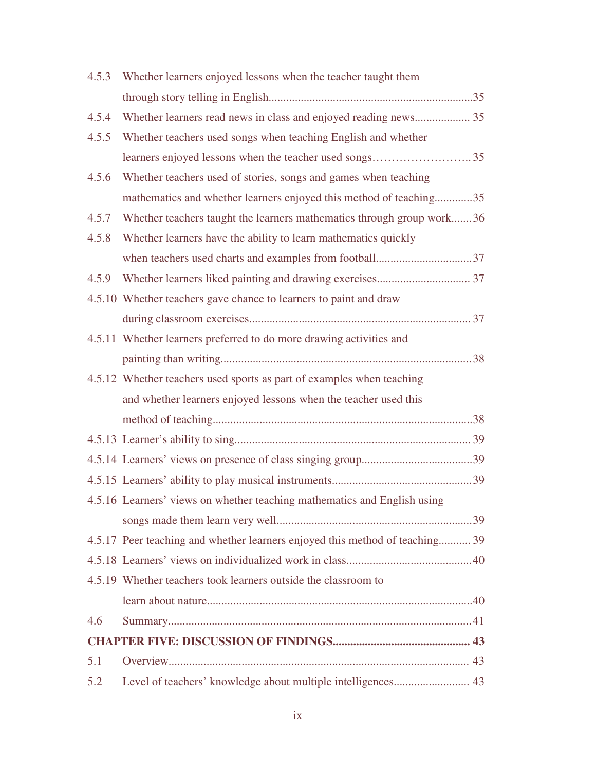4.5.3 Whether learners enjoyed lessons when the teacher taught them through story telling in English......................................................................35

4.5.4 Whether learners read news in class and enjoyed reading news................... 35

4.5.5 Whether teachers used songs when teaching English and whether learners enjoyed lessons when the teacher used songs……………………..35

4.5.6 Whether teachers used of stories, songs and games when teaching mathematics and whether learners enjoyed this method of teaching.............35

4.5.7 Whether teachers taught the learners mathematics through group work.......36

4.5.8 Whether learners have the ability to learn mathematics quickly when teachers used charts and examples from football.................................37

4.5.9 Whether learners liked painting and drawing exercises................................ 37

4.5.10 Whether teachers gave chance to learners to paint and draw during classroom exercises............................................................................ 37

4.5.11 Whether learners preferred to do more drawing activities and painting than writing......................................................................................38

4.5.12 Whether teachers used sports as part of examples when teaching and whether learners enjoyed lessons when the teacher used this method of teaching..........................................................................................38

4.5.13 Learner's ability to sing................................................................................ 39

4.5.14 Learners' views on presence of class singing group......................................39

4.5.15 Learners' ability to play musical instruments................................................39

4.5.16 Learners' views on whether teaching mathematics and English using songs made them learn very well...................................................................39

4.5.17 Peer teaching and whether learners enjoyed this method of teaching........... 39

4.5.18 Learners' views on individualized work in class...........................................40

4.5.19 Whether teachers took learners outside the classroom to learn about nature...........................................................................................40

4.6 Summary.........................................................................................................41

**CHAPTER FIVE: DISCUSSION OF FINDINGS............................................... 43**

5.1 Overview....................................................................................................... 43

5.2 Level of teachers' knowledge about multiple intelligences.......................... 43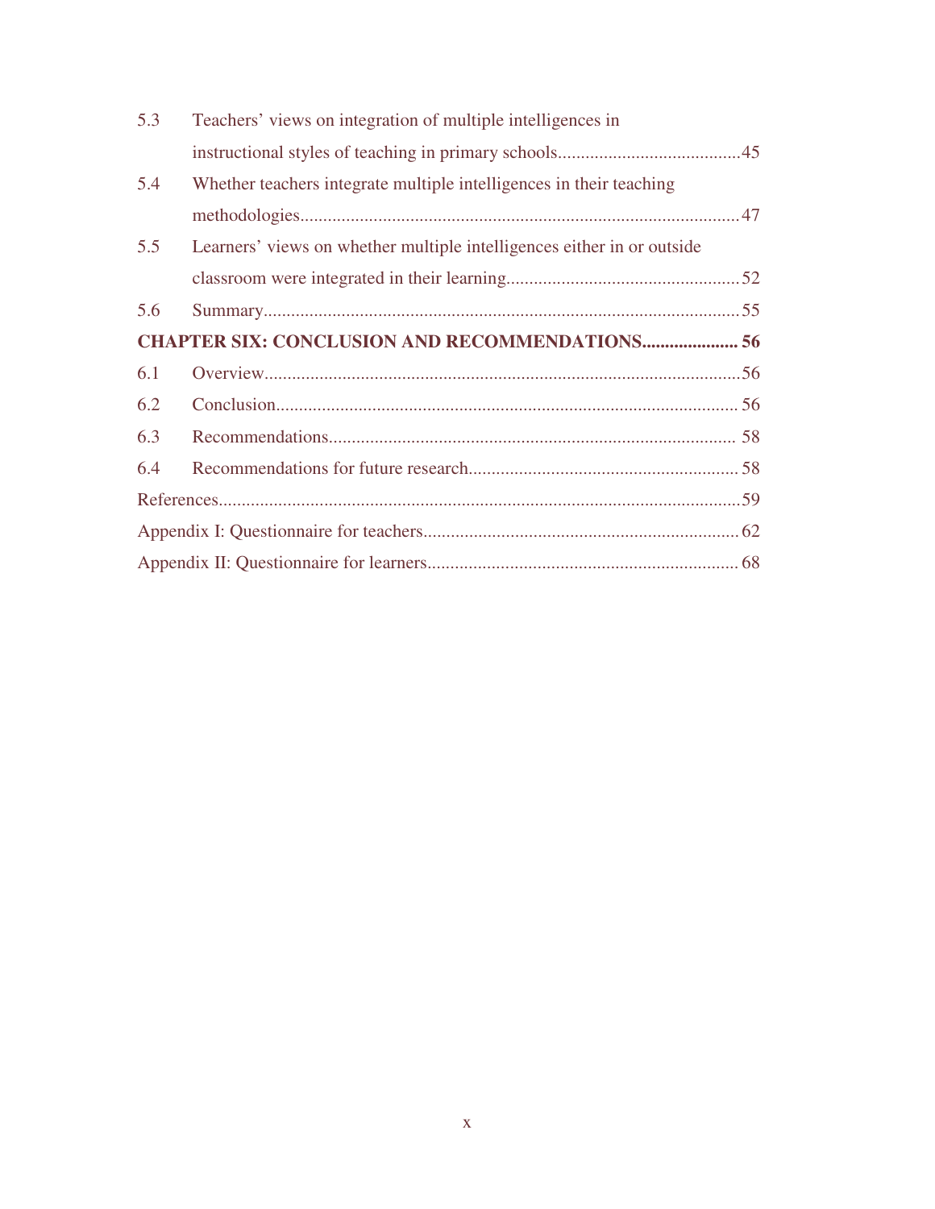5.3 Teachers' views on integration of multiple intelligences in instructional styles of teaching in primary schools........................................45

5.4 Whether teachers integrate multiple intelligences in their teaching methodologies.............................................................................................47

5.5 Learners' views on whether multiple intelligences either in or outside classroom were integrated in their learning...................................................52

5.6 Summary.......................................................................................................55

**CHAPTER SIX: CONCLUSION AND RECOMMENDATIONS..................... 56**

6.1 Overview.......................................................................................................56

6.2 Conclusion.................................................................................................... 56

6.3 Recommendations........................................................................................ 58

6.4 Recommendations for future research.......................................................... 58

References..................................................................................................................59

Appendix I: Questionnaire for teachers..................................................................... 62

Appendix II: Questionnaire for learners.................................................................... 68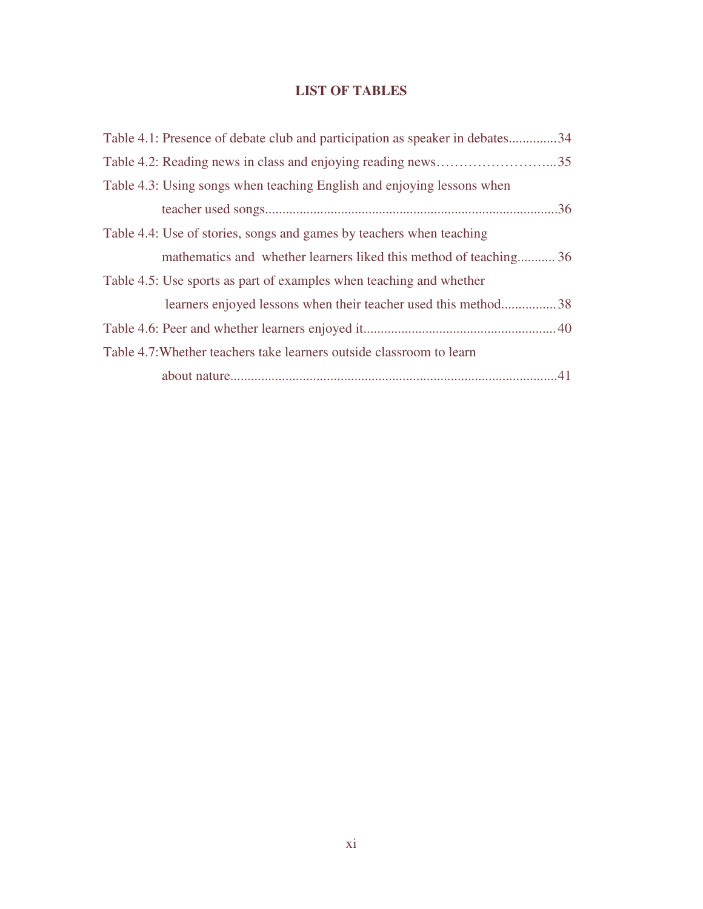# LIST OF TABLES

Table 4.1: Presence of debate club and participation as speaker in debates..............34

Table 4.2: Reading news in class and enjoying reading news……………………...35

Table 4.3: Using songs when teaching English and enjoying lessons when teacher used songs.....................................................................................36

Table 4.4: Use of stories, songs and games by teachers when teaching mathematics and whether learners liked this method of teaching........... 36

Table 4.5: Use sports as part of examples when teaching and whether learners enjoyed lessons when their teacher used this method................38

Table 4.6: Peer and whether learners enjoyed it.......................................................40

Table 4.7:Whether teachers take learners outside classroom to learn about nature...............................................................................................41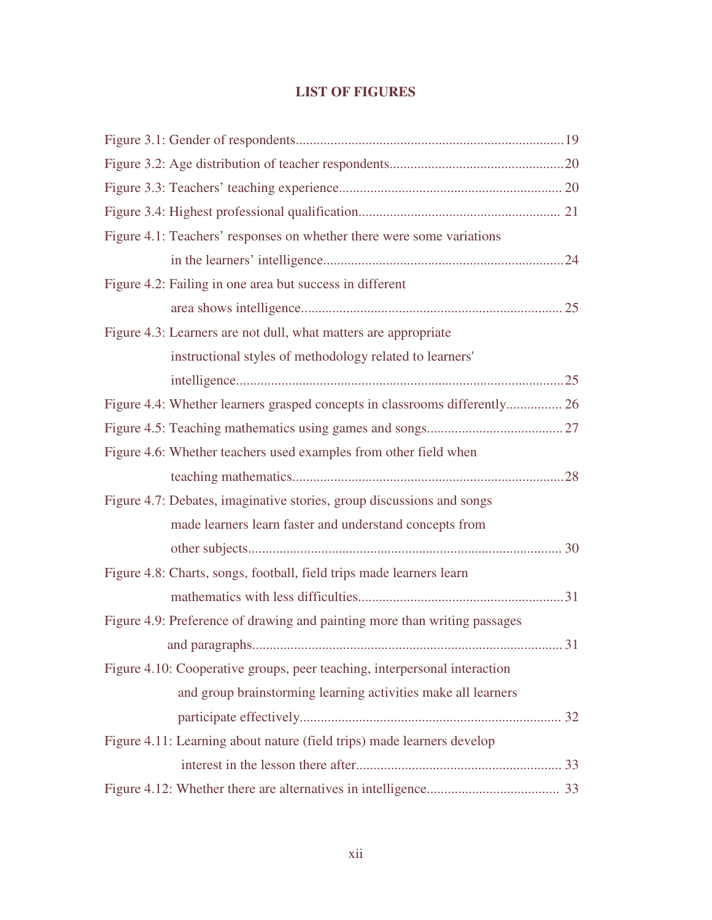## LIST OF FIGURES

Figure 3.1: Gender of respondents............................................................................19

Figure 3.2: Age distribution of teacher respondents.................................................20

Figure 3.3: Teachers' teaching experience............................................................... 20

Figure 3.4: Highest professional qualification......................................................... 21

Figure 4.1: Teachers' responses on whether there were some variations in the learners' intelligence.....................................................................24

Figure 4.2: Failing in one area but success in different area shows intelligence.......................................................................... 25

Figure 4.3: Learners are not dull, what matters are appropriate instructional styles of methodology related to learners' intelligence.............................................................................................25

Figure 4.4: Whether learners grasped concepts in classrooms differently................ 26

Figure 4.5: Teaching mathematics using games and songs.......................................27

Figure 4.6: Whether teachers used examples from other field when teaching mathematics.............................................................................28

Figure 4.7: Debates, imaginative stories, group discussions and songs made learners learn faster and understand concepts from other subjects......................................................................................... 30

Figure 4.8: Charts, songs, football, field trips made learners learn mathematics with less difficulties..........................................................31

Figure 4.9: Preference of drawing and painting more than writing passages and paragraphs........................................................................................ 31

Figure 4.10: Cooperative groups, peer teaching, interpersonal interaction and group brainstorming learning activities make all learners participate effectively.......................................................................... 32

Figure 4.11: Learning about nature (field trips) made learners develop interest in the lesson there after.......................................................... 33

Figure 4.12: Whether there are alternatives in intelligence..................................... 33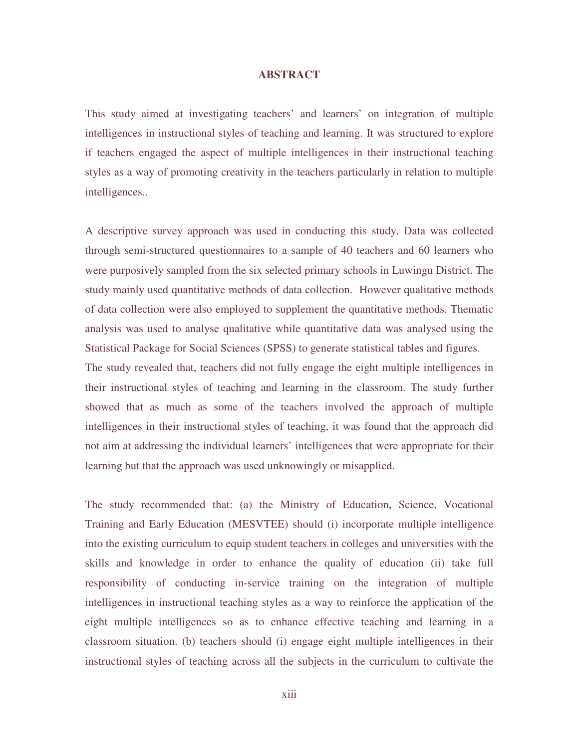# ABSTRACT

This study aimed at investigating teachers' and learners' on integration of multiple intelligences in instructional styles of teaching and learning. It was structured to explore if teachers engaged the aspect of multiple intelligences in their instructional teaching styles as a way of promoting creativity in the teachers particularly in relation to multiple intelligences..

A descriptive survey approach was used in conducting this study. Data was collected through semi-structured questionnaires to a sample of 40 teachers and 60 learners who were purposively sampled from the six selected primary schools in Luwingu District. The study mainly used quantitative methods of data collection. However qualitative methods of data collection were also employed to supplement the quantitative methods. Thematic analysis was used to analyse qualitative while quantitative data was analysed using the Statistical Package for Social Sciences (SPSS) to generate statistical tables and figures.

The study revealed that, teachers did not fully engage the eight multiple intelligences in their instructional styles of teaching and learning in the classroom. The study further showed that as much as some of the teachers involved the approach of multiple intelligences in their instructional styles of teaching, it was found that the approach did not aim at addressing the individual learners' intelligences that were appropriate for their learning but that the approach was used unknowingly or misapplied.

The study recommended that: (a) the Ministry of Education, Science, Vocational Training and Early Education (MESVTEE) should (i) incorporate multiple intelligence into the existing curriculum to equip student teachers in colleges and universities with the skills and knowledge in order to enhance the quality of education (ii) take full responsibility of conducting in-service training on the integration of multiple intelligences in instructional teaching styles as a way to reinforce the application of the eight multiple intelligences so as to enhance effective teaching and learning in a classroom situation. (b) teachers should (i) engage eight multiple intelligences in their instructional styles of teaching across all the subjects in the curriculum to cultivate the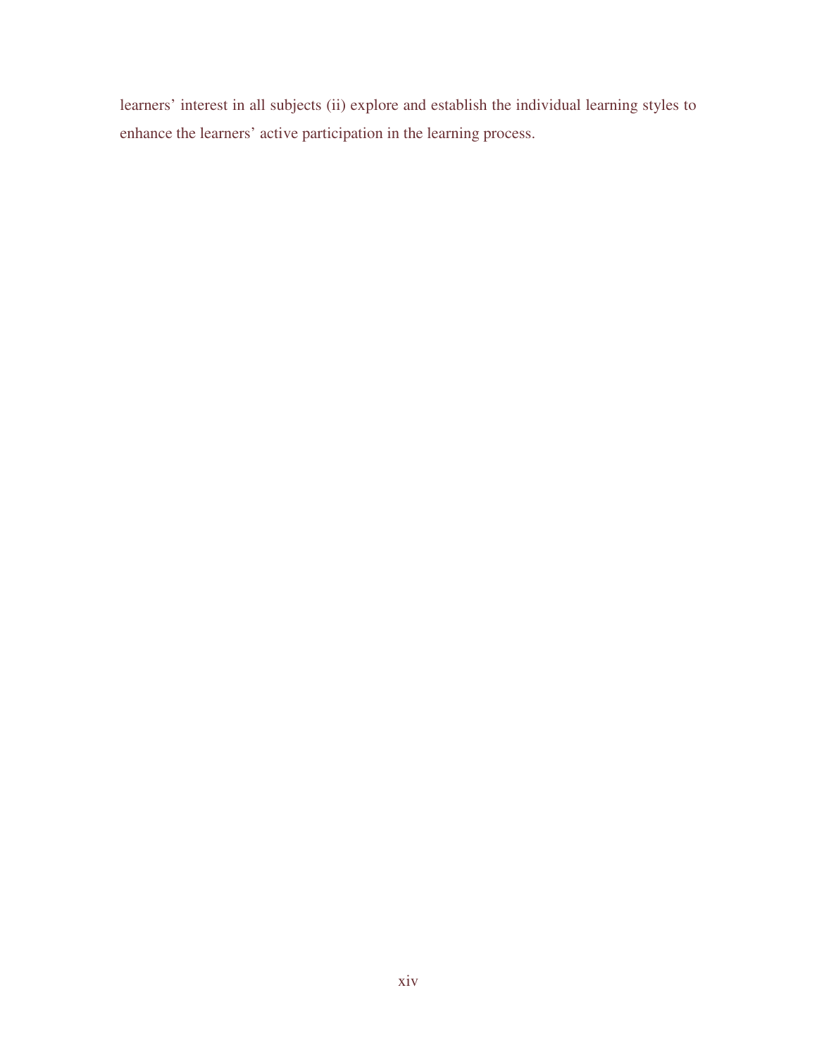learners' interest in all subjects (ii) explore and establish the individual learning styles to enhance the learners' active participation in the learning process.